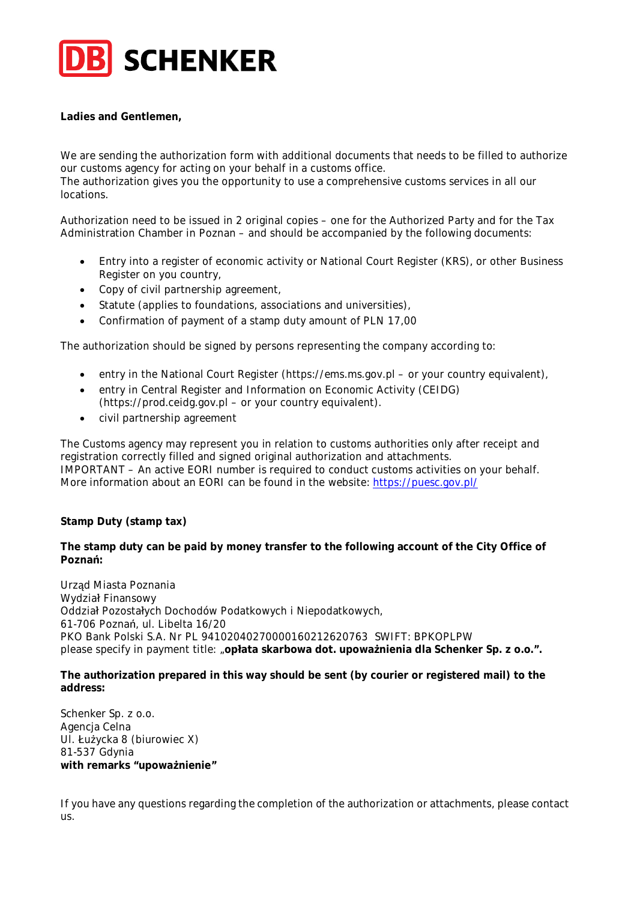**Ladies and Gentlemen,**

We are sending the authorization form with additional documents that needs to be filled to authorize our customs agency for acting on your behalf in a customs office.
The authorization gives you the opportunity to use a comprehensive customs services in all our locations.

Authorization need to be issued in 2 original copies – one for the Authorized Party and for the Tax Administration Chamber in Poznan – and should be accompanied by the following documents:

- Entry into a register of economic activity or National Court Register (KRS), or other Business Register on you country,
- Copy of civil partnership agreement,
- Statute (applies to foundations, associations and universities),
- Confirmation of payment of a stamp duty amount of PLN 17,00

The authorization should be signed by persons representing the company according to:

- entry in the National Court Register (https://ems.ms.gov.pl – or your country equivalent),
- entry in Central Register and Information on Economic Activity (CEIDG) (https://prod.ceidg.gov.pl – or your country equivalent).
- civil partnership agreement

The Customs agency may represent you in relation to customs authorities only after receipt and registration correctly filled and signed original authorization and attachments.
IMPORTANT – An active EORI number is required to conduct customs activities on your behalf. More information about an EORI can be found in the website: https://puesc.gov.pl/

**Stamp Duty (stamp tax)**

**The stamp duty can be paid by money transfer to the following account of the City Office of Poznań:**

Urząd Miasta Poznania
Wydział Finansowy
Oddział Pozostałych Dochodów Podatkowych i Niepodatkowych,
61-706 Poznań, ul. Libelta 16/20
PKO Bank Polski S.A. Nr PL 94102040270000160212620763 SWIFT: BPKOPLPW
please specify in payment title: „**opłata skarbowa dot. upoważnienia dla Schenker Sp. z o.o.".**

**The authorization prepared in this way should be sent (by courier or registered mail) to the address:**

Schenker Sp. z o.o.
Agencja Celna
Ul. Łużycka 8 (biurowiec X)
81-537 Gdynia
**with remarks "upoważnienie"**

If you have any questions regarding the completion of the authorization or attachments, please contact us.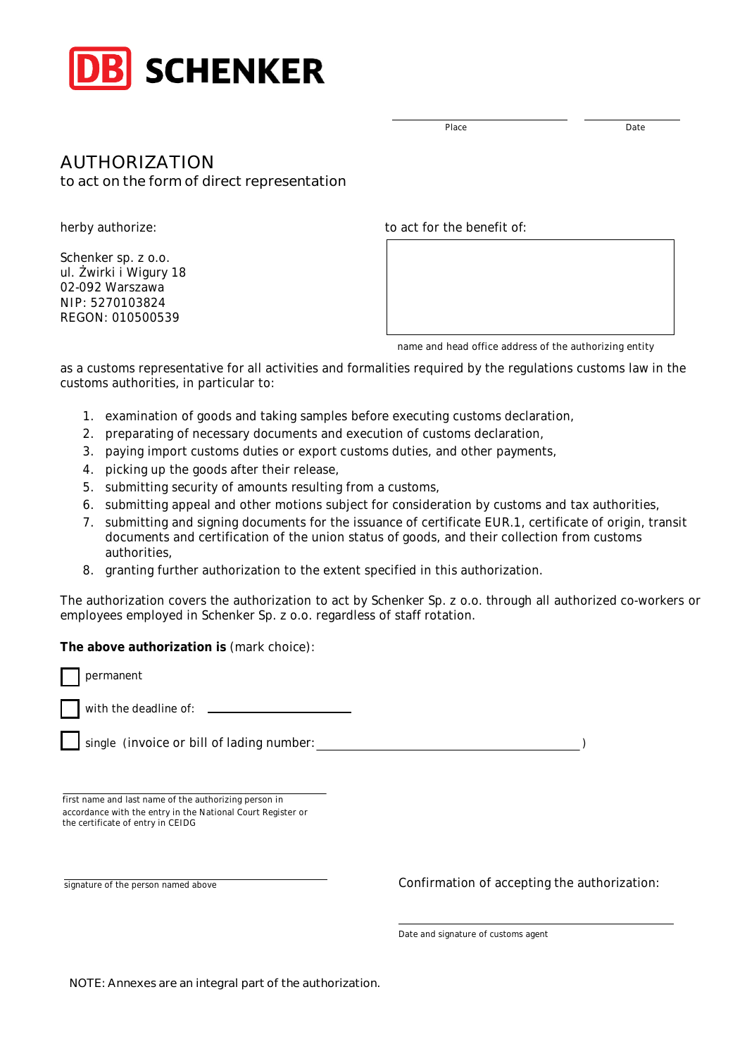DB SCHENKER

Place ______________________ Date ______________

# AUTHORIZATION

to act on the form of direct representation

herby authorize:

Schenker sp. z o.o.
ul. Żwirki i Wigury 18
02-092 Warszawa
NIP: 5270103824
REGON: 010500539

to act for the benefit of:

| |
|---|
| |

name and head office address of the authorizing entity

as a customs representative for all activities and formalities required by the regulations customs law in the customs authorities, in particular to:

1. examination of goods and taking samples before executing customs declaration,
2. preparating of necessary documents and execution of customs declaration,
3. paying import customs duties or export customs duties, and other payments,
4. picking up the goods after their release,
5. submitting security of amounts resulting from a customs,
6. submitting appeal and other motions subject for consideration by customs and tax authorities,
7. submitting and signing documents for the issuance of certificate EUR.1, certificate of origin, transit documents and certification of the union status of goods, and their collection from customs authorities,
8. granting further authorization to the extent specified in this authorization.

The authorization covers the authorization to act by Schenker Sp. z o.o. through all authorized co-workers or employees employed in Schenker Sp. z o.o. regardless of staff rotation.

**The above authorization is** (mark choice):

- [ ] permanent
- [ ] with the deadline of: ______________________
- [ ] single (invoice or bill of lading number: ____________________________________ )

______________________________________
first name and last name of the authorizing person in accordance with the entry in the National Court Register or the certificate of entry in CEIDG

______________________________________
signature of the person named above

Confirmation of accepting the authorization:

______________________________________
Date and signature of customs agent

NOTE: Annexes are an integral part of the authorization.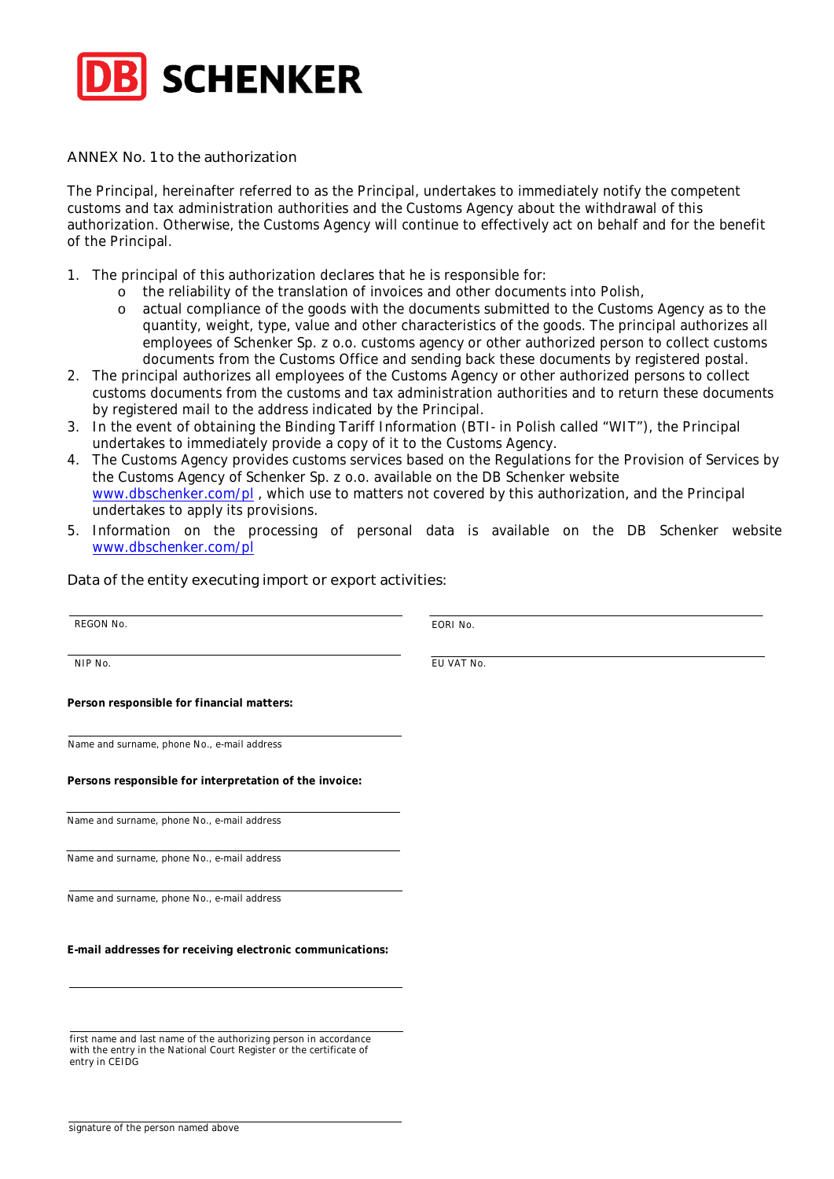**DB SCHENKER**

ANNEX No. 1 to the authorization

The Principal, hereinafter referred to as the Principal, undertakes to immediately notify the competent customs and tax administration authorities and the Customs Agency about the withdrawal of this authorization. Otherwise, the Customs Agency will continue to effectively act on behalf and for the benefit of the Principal.

1. The principal of this authorization declares that he is responsible for:
   - the reliability of the translation of invoices and other documents into Polish,
   - actual compliance of the goods with the documents submitted to the Customs Agency as to the quantity, weight, type, value and other characteristics of the goods. The principal authorizes all employees of Schenker Sp. z o.o. customs agency or other authorized person to collect customs documents from the Customs Office and sending back these documents by registered postal.
2. The principal authorizes all employees of the Customs Agency or other authorized persons to collect customs documents from the customs and tax administration authorities and to return these documents by registered mail to the address indicated by the Principal.
3. In the event of obtaining the Binding Tariff Information (BTI- in Polish called "WIT"), the Principal undertakes to immediately provide a copy of it to the Customs Agency.
4. The Customs Agency provides customs services based on the Regulations for the Provision of Services by the Customs Agency of Schenker Sp. z o.o. available on the DB Schenker website [www.dbschenker.com/pl](www.dbschenker.com/pl) , which use to matters not covered by this authorization, and the Principal undertakes to apply its provisions.
5. Information on the processing of personal data is available on the DB Schenker website [www.dbschenker.com/pl](www.dbschenker.com/pl)

Data of the entity executing import or export activities:

| | |
|---|---|
| REGON No. | EORI No. |
| NIP No. | EU VAT No. |

**Person responsible for financial matters:**

______________________________
Name and surname, phone No., e-mail address

**Persons responsible for interpretation of the invoice:**

______________________________
Name and surname, phone No., e-mail address

______________________________
Name and surname, phone No., e-mail address

______________________________
Name and surname, phone No., e-mail address

**E-mail addresses for receiving electronic communications:**

______________________________

______________________________
first name and last name of the authorizing person in accordance with the entry in the National Court Register or the certificate of entry in CEIDG

______________________________
signature of the person named above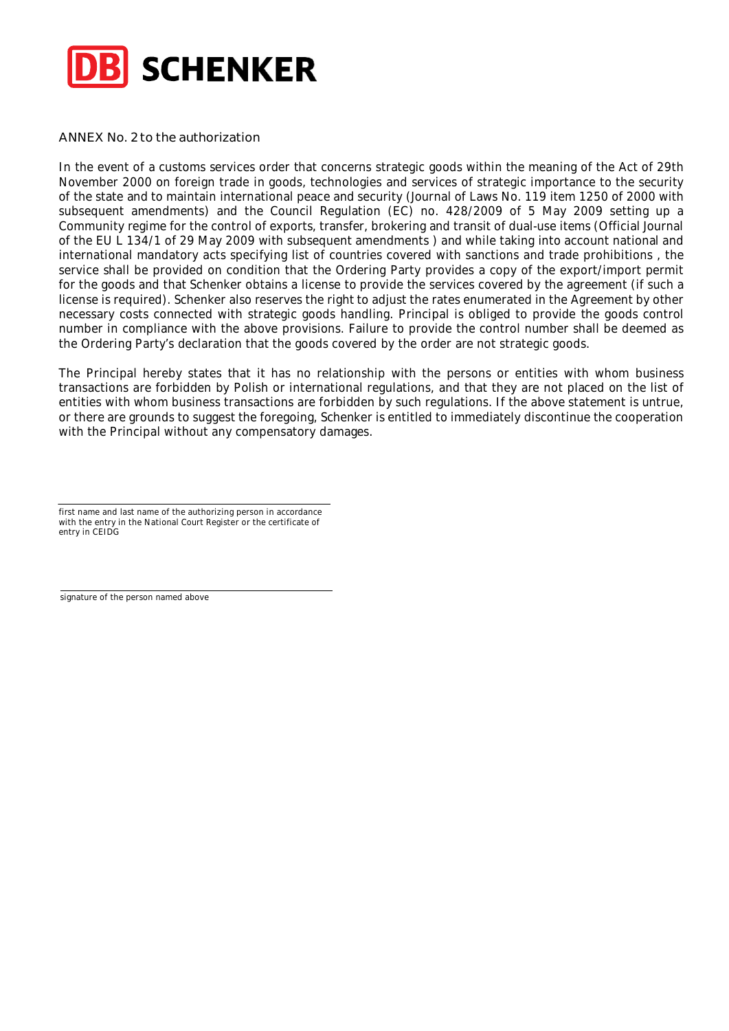DB SCHENKER

ANNEX No. 2 to the authorization

In the event of a customs services order that concerns strategic goods within the meaning of the Act of 29th November 2000 on foreign trade in goods, technologies and services of strategic importance to the security of the state and to maintain international peace and security (Journal of Laws No. 119 item 1250 of 2000 with subsequent amendments) and the Council Regulation (EC) no. 428/2009 of 5 May 2009 setting up a Community regime for the control of exports, transfer, brokering and transit of dual-use items (Official Journal of the EU L 134/1 of 29 May 2009 with subsequent amendments ) and while taking into account national and international mandatory acts specifying list of countries covered with sanctions and trade prohibitions , the service shall be provided on condition that the Ordering Party provides a copy of the export/import permit for the goods and that Schenker obtains a license to provide the services covered by the agreement (if such a license is required). Schenker also reserves the right to adjust the rates enumerated in the Agreement by other necessary costs connected with strategic goods handling. Principal is obliged to provide the goods control number in compliance with the above provisions. Failure to provide the control number shall be deemed as the Ordering Party's declaration that the goods covered by the order are not strategic goods.

The Principal hereby states that it has no relationship with the persons or entities with whom business transactions are forbidden by Polish or international regulations, and that they are not placed on the list of entities with whom business transactions are forbidden by such regulations. If the above statement is untrue, or there are grounds to suggest the foregoing, Schenker is entitled to immediately discontinue the cooperation with the Principal without any compensatory damages.

_______________________________________________

first name and last name of the authorizing person in accordance with the entry in the National Court Register or the certificate of entry in CEIDG

_______________________________________________

signature of the person named above